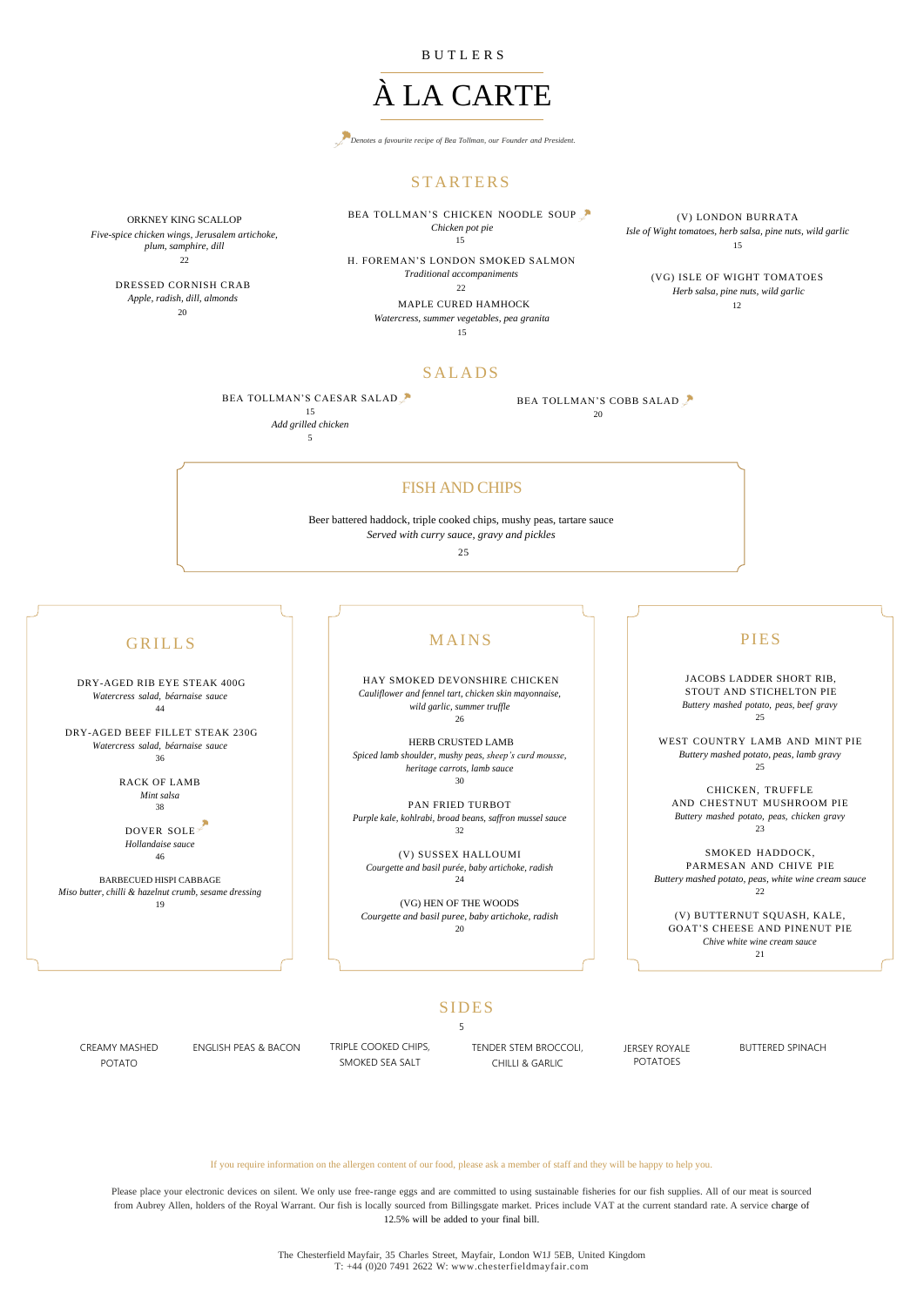BUTLERS

# À LA CARTE

*Denotes a favourite recipe of Bea Tollman, our Founder and President.*

## STARTERS

ORKNEY KING SCALLOP
*Five-spice chicken wings, Jerusalem artichoke, plum, samphire, dill*
22

DRESSED CORNISH CRAB
*Apple, radish, dill, almonds*
20

BEA TOLLMAN'S CHICKEN NOODLE SOUP
*Chicken pot pie*
15

H. FOREMAN'S LONDON SMOKED SALMON
*Traditional accompaniments*
22

MAPLE CURED HAMHOCK
*Watercress, summer vegetables, pea granita*
15

(V) LONDON BURRATA
*Isle of Wight tomatoes, herb salsa, pine nuts, wild garlic*
15

(VG) ISLE OF WIGHT TOMATOES
*Herb salsa, pine nuts, wild garlic*
12

## SALADS

BEA TOLLMAN'S CAESAR SALAD
15
*Add grilled chicken*
5

BEA TOLLMAN'S COBB SALAD
20

## FISH AND CHIPS

Beer battered haddock, triple cooked chips, mushy peas, tartare sauce
*Served with curry sauce, gravy and pickles*
25

## GRILLS

DRY-AGED RIB EYE STEAK 400G
*Watercress salad, béarnaise sauce*
44

DRY-AGED BEEF FILLET STEAK 230G
*Watercress salad, béarnaise sauce*
36

RACK OF LAMB
*Mint salsa*
38

DOVER SOLE
*Hollandaise sauce*
46

BARBECUED HISPI CABBAGE
*Miso butter, chilli & hazelnut crumb, sesame dressing*
19

## MAINS

HAY SMOKED DEVONSHIRE CHICKEN
*Cauliflower and fennel tart, chicken skin mayonnaise, wild garlic, summer truffle*
26

HERB CRUSTED LAMB
*Spiced lamb shoulder, mushy peas, sheep's curd mousse, heritage carrots, lamb sauce*
30

PAN FRIED TURBOT
*Purple kale, kohlrabi, broad beans, saffron mussel sauce*
32

(V) SUSSEX HALLOUMI
*Courgette and basil purée, baby artichoke, radish*
24

(VG) HEN OF THE WOODS
*Courgette and basil puree, baby artichoke, radish*
20

## PIES

JACOBS LADDER SHORT RIB, STOUT AND STICHELTON PIE
*Buttery mashed potato, peas, beef gravy*
25

WEST COUNTRY LAMB AND MINT PIE
*Buttery mashed potato, peas, lamb gravy*
25

CHICKEN, TRUFFLE AND CHESTNUT MUSHROOM PIE
*Buttery mashed potato, peas, chicken gravy*
23

SMOKED HADDOCK, PARMESAN AND CHIVE PIE
*Buttery mashed potato, peas, white wine cream sauce*
22

(V) BUTTERNUT SQUASH, KALE, GOAT'S CHEESE AND PINENUT PIE
*Chive white wine cream sauce*
21

## SIDES

5

CREAMY MASHED POTATO

ENGLISH PEAS & BACON

TRIPLE COOKED CHIPS, SMOKED SEA SALT

TENDER STEM BROCCOLI, CHILLI & GARLIC

JERSEY ROYALE POTATOES

BUTTERED SPINACH

If you require information on the allergen content of our food, please ask a member of staff and they will be happy to help you.

Please place your electronic devices on silent. We only use free-range eggs and are committed to using sustainable fisheries for our fish supplies. All of our meat is sourced from Aubrey Allen, holders of the Royal Warrant. Our fish is locally sourced from Billingsgate market. Prices include VAT at the current standard rate. A service charge of 12.5% will be added to your final bill.

The Chesterfield Mayfair, 35 Charles Street, Mayfair, London W1J 5EB, United Kingdom
T: +44 (0)20 7491 2622 W: www.chesterfieldmayfair.com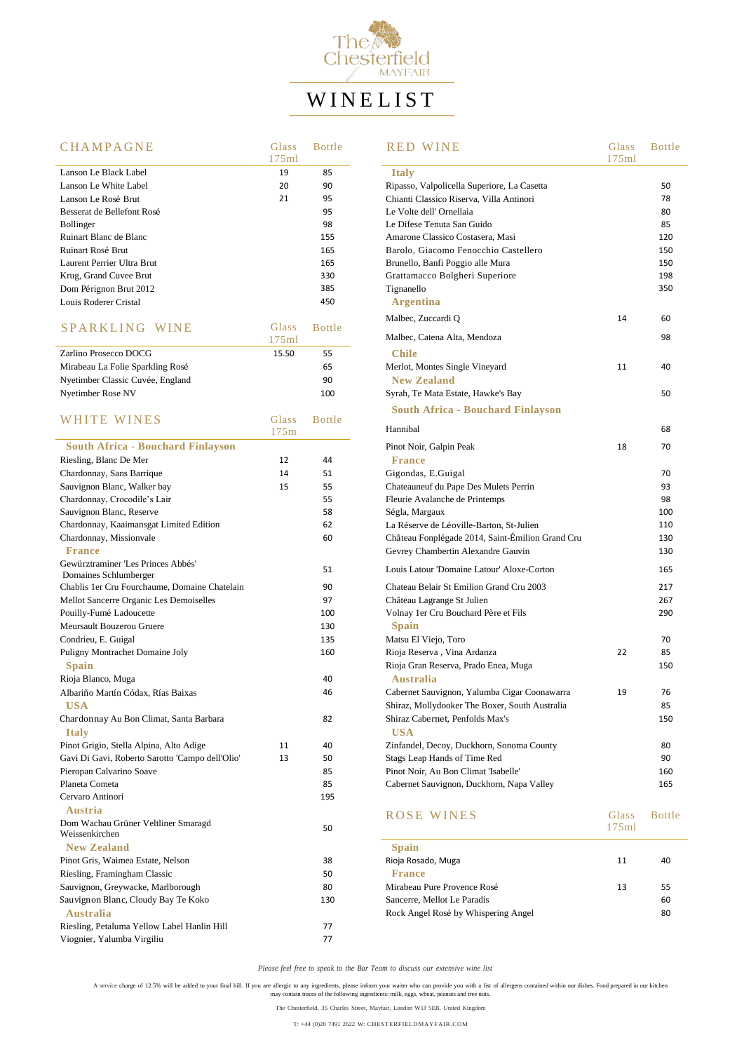# The Chesterfield MAYFAIR

# WINELIST

## CHAMPAGNE

| | Glass 175ml | Bottle |
|---|---|---|
| Lanson Le Black Label | 19 | 85 |
| Lanson Le White Label | 20 | 90 |
| Lanson Le Rosé Brut | 21 | 95 |
| Besserat de Bellefont Rosé | | 95 |
| Bollinger | | 98 |
| Ruinart Blanc de Blanc | | 155 |
| Ruinart Rosé Brut | | 165 |
| Laurent Perrier Ultra Brut | | 165 |
| Krug, Grand Cuvee Brut | | 330 |
| Dom Pérignon Brut 2012 | | 385 |
| Louis Roderer Cristal | | 450 |

## SPARKLING WINE

| | Glass 175ml | Bottle |
|---|---|---|
| Zarlino Prosecco DOCG | 15.50 | 55 |
| Mirabeau La Folie Sparkling Rosé | | 65 |
| Nyetimber Classic Cuvée, England | | 90 |
| Nyetimber Rose NV | | 100 |

## WHITE WINES

| | Glass 175m | Bottle |
|---|---|---|
| **South Africa - Bouchard Finlayson** | | |
| Riesling, Blanc De Mer | 12 | 44 |
| Chardonnay, Sans Barrique | 14 | 51 |
| Sauvignon Blanc, Walker bay | 15 | 55 |
| Chardonnay, Crocodile's Lair | | 55 |
| Sauvignon Blanc, Reserve | | 58 |
| Chardonnay, Kaaimansgat Limited Edition | | 62 |
| Chardonnay, Missionvale | | 60 |
| **France** | | |
| Gewürztraminer 'Les Princes Abbés' Domaines Schlumberger | | 51 |
| Chablis 1er Cru Fourchaume, Domaine Chatelain | | 90 |
| Mellot Sancerre Organic Les Demoiselles | | 97 |
| Pouilly-Fumé Ladoucette | | 100 |
| Meursault Bouzerou Gruere | | 130 |
| Condrieu, E. Guigal | | 135 |
| Puligny Montrachet Domaine Joly | | 160 |
| **Spain** | | |
| Rioja Blanco, Muga | | 40 |
| Albariño Martín Códax, Rías Baixas | | 46 |
| **USA** | | |
| Chardonnay Au Bon Climat, Santa Barbara | | 82 |
| **Italy** | | |
| Pinot Grigio, Stella Alpina, Alto Adige | 11 | 40 |
| Gavi Di Gavi, Roberto Sarotto 'Campo dell'Olio' | 13 | 50 |
| Pieropan Calvarino Soave | | 85 |
| Planeta Cometa | | 85 |
| Cervaro Antinori | | 195 |
| **Austria** | | |
| Dom Wachau Grüner Veltliner Smaragd Weissenkirchen | | 50 |
| **New Zealand** | | |
| Pinot Gris, Waimea Estate, Nelson | | 38 |
| Riesling, Framingham Classic | | 50 |
| Sauvignon, Greywacke, Marlborough | | 80 |
| Sauvignon Blanc, Cloudy Bay Te Koko | | 130 |
| **Australia** | | |
| Riesling, Petaluma Yellow Label Hanlin Hill | | 77 |
| Viognier, Yalumba Virgiliu | | 77 |

## RED WINE

| | Glass 175ml | Bottle |
|---|---|---|
| **Italy** | | |
| Ripasso, Valpolicella Superiore, La Casetta | | 50 |
| Chianti Classico Riserva, Villa Antinori | | 78 |
| Le Volte dell' Ornellaia | | 80 |
| Le Difese Tenuta San Guido | | 85 |
| Amarone Classico Costasera, Masi | | 120 |
| Barolo, Giacomo Fenocchio Castellero | | 150 |
| Brunello, Banfi Poggio alle Mura | | 150 |
| Grattamacco Bolgheri Superiore | | 198 |
| Tignanello | | 350 |
| **Argentina** | | |
| Malbec, Zuccardi Q | 14 | 60 |
| Malbec, Catena Alta, Mendoza | | 98 |
| **Chile** | | |
| Merlot, Montes Single Vineyard | 11 | 40 |
| **New Zealand** | | |
| Syrah, Te Mata Estate, Hawke's Bay | | 50 |
| **South Africa - Bouchard Finlayson** | | |
| Hannibal | | 68 |
| Pinot Noir, Galpin Peak | 18 | 70 |
| **France** | | |
| Gigondas, E.Guigal | | 70 |
| Chateauneuf du Pape Des Mulets Perrin | | 93 |
| Fleurie Avalanche de Printemps | | 98 |
| Ségla, Margaux | | 100 |
| La Réserve de Léoville-Barton, St-Julien | | 110 |
| Château Fonplégade 2014, Saint-Émilion Grand Cru | | 130 |
| Gevrey Chambertin Alexandre Gauvin | | 130 |
| Louis Latour 'Domaine Latour' Aloxe-Corton | | 165 |
| Chateau Belair St Emilion Grand Cru 2003 | | 217 |
| Château Lagrange St Julien | | 267 |
| Volnay 1er Cru Bouchard Père et Fils | | 290 |
| **Spain** | | |
| Matsu El Viejo, Toro | | 70 |
| Rioja Reserva , Vina Ardanza | 22 | 85 |
| Rioja Gran Reserva, Prado Enea, Muga | | 150 |
| **Australia** | | |
| Cabernet Sauvignon, Yalumba Cigar Coonawarra | 19 | 76 |
| Shiraz, Mollydooker The Boxer, South Australia | | 85 |
| Shiraz Cabernet, Penfolds Max's | | 150 |
| **USA** | | |
| Zinfandel, Decoy, Duckhorn, Sonoma County | | 80 |
| Stags Leap Hands of Time Red | | 90 |
| Pinot Noir, Au Bon Climat 'Isabelle' | | 160 |
| Cabernet Sauvignon, Duckhorn, Napa Valley | | 165 |

## ROSE WINES

| | Glass 175ml | Bottle |
|---|---|---|
| **Spain** | | |
| Rioja Rosado, Muga | 11 | 40 |
| **France** | | |
| Mirabeau Pure Provence Rosé | 13 | 55 |
| Sancerre, Mellot Le Paradis | | 60 |
| Rock Angel Rosé by Whispering Angel | | 80 |

*Please feel free to speak to the Bar Team to discuss our extensive wine list*

A service charge of 12.5% will be added to your final bill. If you are allergic to any ingredients, please inform your waiter who can provide you with a list of allergens contained within our dishes. Food prepared in our kitchen may contain traces of the following ingredients: milk, eggs, wheat, peanuts and tree nuts.

The Chesterfield, 35 Charles Street, Mayfair, London W1J 5EB, United Kingdom

T: +44 (0)20 7491 2622 W: CHESTERFIELDMAYFAIR.COM